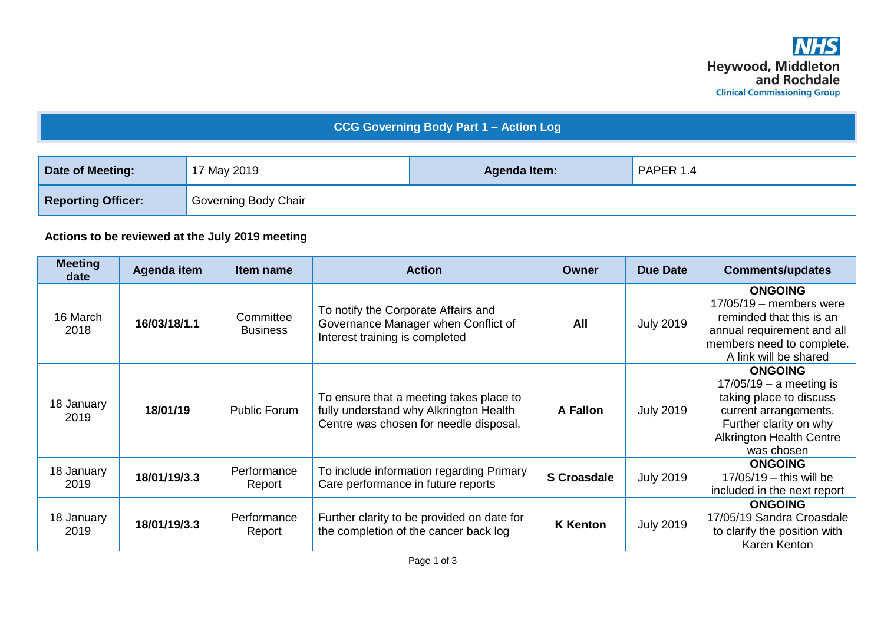NHS
Heywood, Middleton and Rochdale
Clinical Commissioning Group

# CCG Governing Body Part 1 – Action Log

| **Date of Meeting:** | 17 May 2019 | **Agenda Item:** | PAPER 1.4 |
|---|---|---|---|
| **Reporting Officer:** | Governing Body Chair | | |

**Actions to be reviewed at the July 2019 meeting**

| Meeting date | Agenda item | Item name | Action | Owner | Due Date | Comments/updates |
|---|---|---|---|---|---|---|
| 16 March 2018 | **16/03/18/1.1** | Committee Business | To notify the Corporate Affairs and Governance Manager when Conflict of Interest training is completed | **All** | July 2019 | **ONGOING** 17/05/19 – members were reminded that this is an annual requirement and all members need to complete. A link will be shared |
| 18 January 2019 | **18/01/19** | Public Forum | To ensure that a meeting takes place to fully understand why Alkrington Health Centre was chosen for needle disposal. | **A Fallon** | July 2019 | **ONGOING** 17/05/19 – a meeting is taking place to discuss current arrangements. Further clarity on why Alkrington Health Centre was chosen |
| 18 January 2019 | **18/01/19/3.3** | Performance Report | To include information regarding Primary Care performance in future reports | **S Croasdale** | July 2019 | **ONGOING** 17/05/19 – this will be included in the next report |
| 18 January 2019 | **18/01/19/3.3** | Performance Report | Further clarity to be provided on date for the completion of the cancer back log | **K Kenton** | July 2019 | **ONGOING** 17/05/19 Sandra Croasdale to clarify the position with Karen Kenton |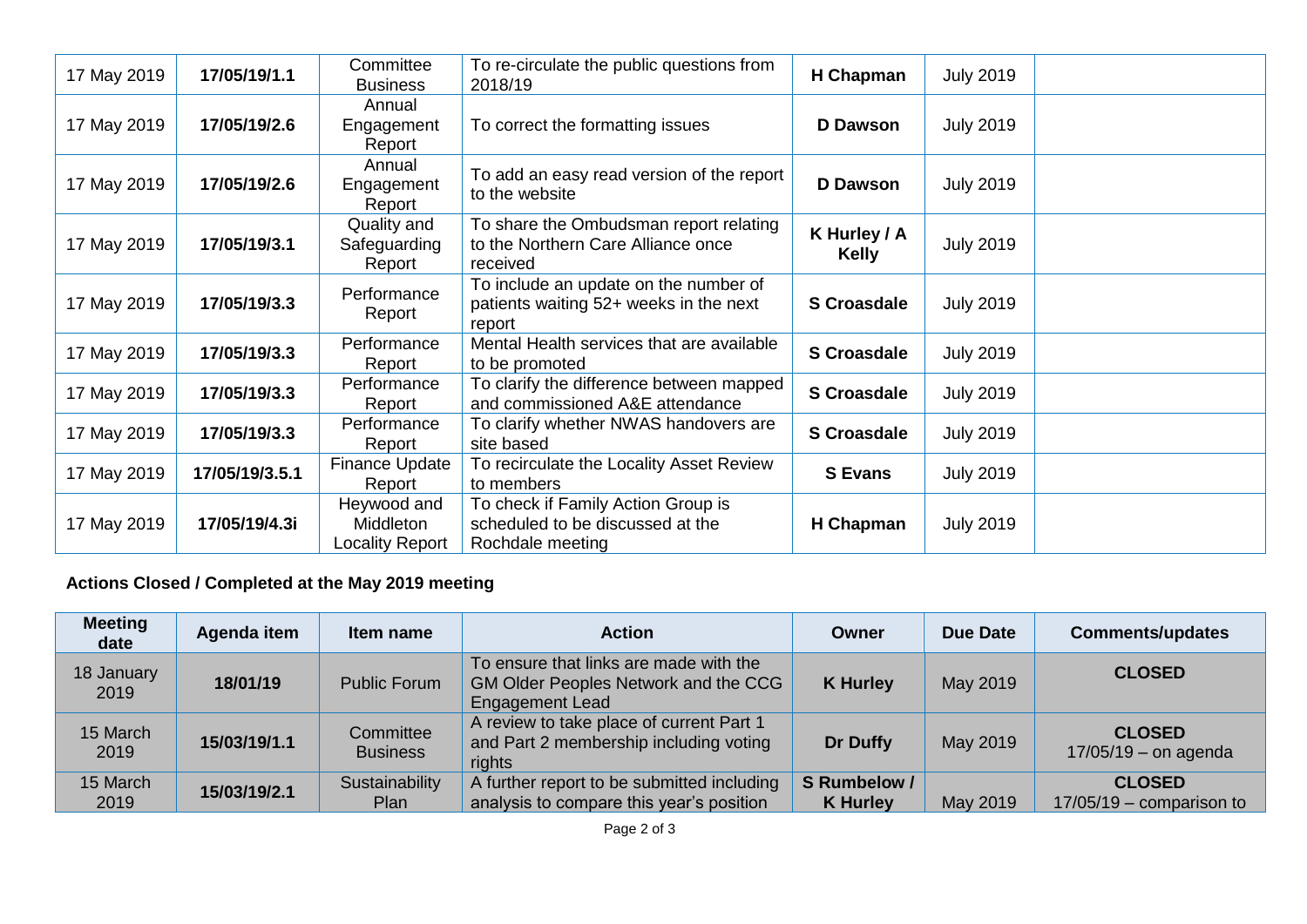| 17 May 2019 | **17/05/19/1.1** | Committee Business | To re-circulate the public questions from 2018/19 | **H Chapman** | July 2019 | |
|---|---|---|---|---|---|---|
| 17 May 2019 | **17/05/19/2.6** | Annual Engagement Report | To correct the formatting issues | **D Dawson** | July 2019 | |
| 17 May 2019 | **17/05/19/2.6** | Annual Engagement Report | To add an easy read version of the report to the website | **D Dawson** | July 2019 | |
| 17 May 2019 | **17/05/19/3.1** | Quality and Safeguarding Report | To share the Ombudsman report relating to the Northern Care Alliance once received | **K Hurley / A Kelly** | July 2019 | |
| 17 May 2019 | **17/05/19/3.3** | Performance Report | To include an update on the number of patients waiting 52+ weeks in the next report | **S Croasdale** | July 2019 | |
| 17 May 2019 | **17/05/19/3.3** | Performance Report | Mental Health services that are available to be promoted | **S Croasdale** | July 2019 | |
| 17 May 2019 | **17/05/19/3.3** | Performance Report | To clarify the difference between mapped and commissioned A&E attendance | **S Croasdale** | July 2019 | |
| 17 May 2019 | **17/05/19/3.3** | Performance Report | To clarify whether NWAS handovers are site based | **S Croasdale** | July 2019 | |
| 17 May 2019 | **17/05/19/3.5.1** | Finance Update Report | To recirculate the Locality Asset Review to members | **S Evans** | July 2019 | |
| 17 May 2019 | **17/05/19/4.3i** | Heywood and Middleton Locality Report | To check if Family Action Group is scheduled to be discussed at the Rochdale meeting | **H Chapman** | July 2019 | |

**Actions Closed / Completed at the May 2019 meeting**

| Meeting date | Agenda item | Item name | Action | Owner | Due Date | Comments/updates |
|---|---|---|---|---|---|---|
| 18 January 2019 | **18/01/19** | Public Forum | To ensure that links are made with the GM Older Peoples Network and the CCG Engagement Lead | **K Hurley** | May 2019 | **CLOSED** |
| 15 March 2019 | **15/03/19/1.1** | Committee Business | A review to take place of current Part 1 and Part 2 membership including voting rights | **Dr Duffy** | May 2019 | **CLOSED** 17/05/19 – on agenda |
| 15 March 2019 | **15/03/19/2.1** | Sustainability Plan | A further report to be submitted including analysis to compare this year's position | **S Rumbelow / K Hurley** | May 2019 | **CLOSED** 17/05/19 – comparison to |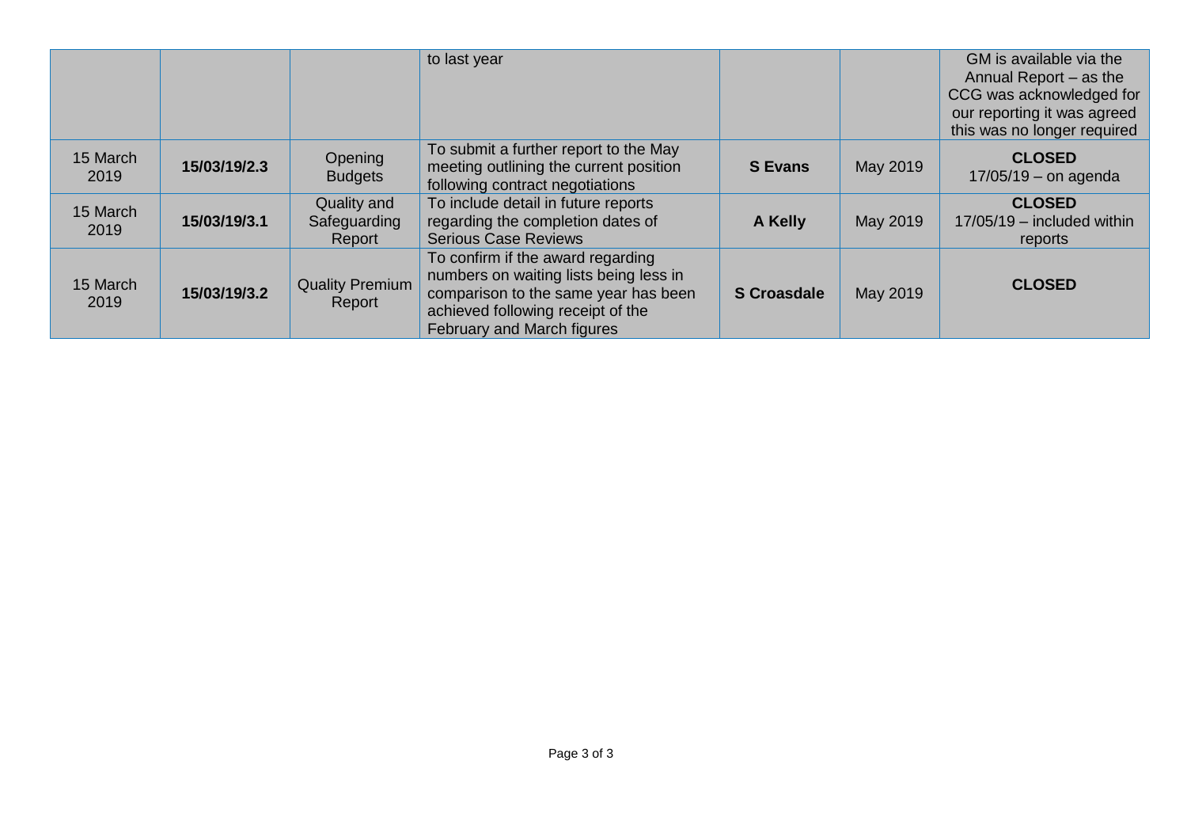| | | | | | | |
|---|---|---|---|---|---|---|
| | | | to last year | | | GM is available via the Annual Report – as the CCG was acknowledged for our reporting it was agreed this was no longer required |
| 15 March 2019 | **15/03/19/2.3** | Opening Budgets | To submit a further report to the May meeting outlining the current position following contract negotiations | **S Evans** | May 2019 | **CLOSED** 17/05/19 – on agenda |
| 15 March 2019 | **15/03/19/3.1** | Quality and Safeguarding Report | To include detail in future reports regarding the completion dates of Serious Case Reviews | **A Kelly** | May 2019 | **CLOSED** 17/05/19 – included within reports |
| 15 March 2019 | **15/03/19/3.2** | Quality Premium Report | To confirm if the award regarding numbers on waiting lists being less in comparison to the same year has been achieved following receipt of the February and March figures | **S Croasdale** | May 2019 | **CLOSED** |